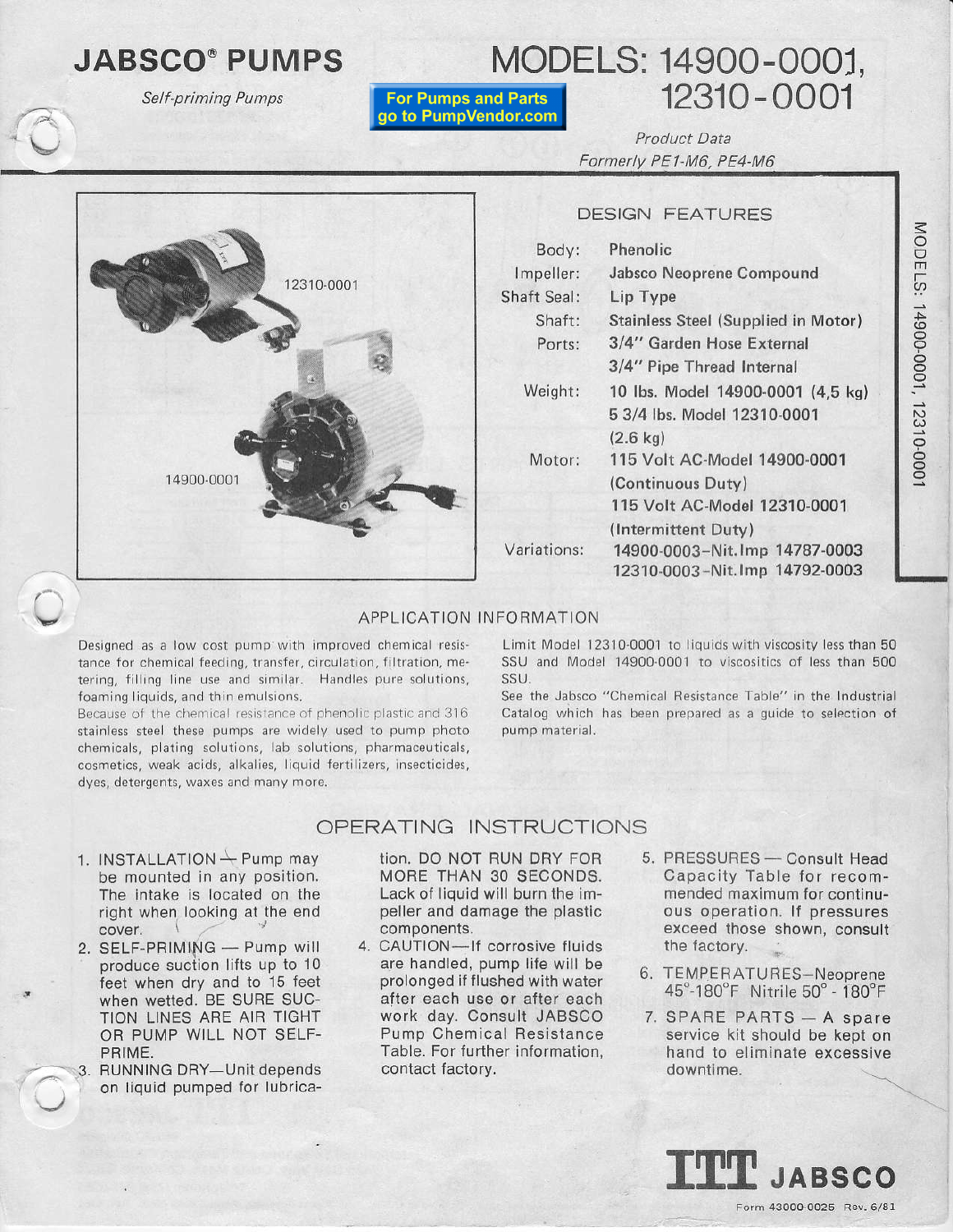# JABSCO® PUMPS

*Self-priming Pumps*

**For Pumps and Parts go to PumpVendor.com**

# MODELS: 14900-0001, 12310-0001

*Product Data*
*Formerly PE1-M6, PE4-M6*

12310-0001

14900-0001

## DESIGN FEATURES

| | |
|---|---|
| Body: | Phenolic |
| Impeller: | Jabsco Neoprene Compound |
| Shaft Seal: | Lip Type |
| Shaft: | Stainless Steel (Supplied in Motor) |
| Ports: | 3/4" Garden Hose External<br>3/4" Pipe Thread Internal |
| Weight: | 10 lbs. Model 14900-0001 (4,5 kg)<br>5 3/4 lbs. Model 12310-0001 (2.6 kg) |
| Motor: | 115 Volt AC-Model 14900-0001 (Continuous Duty)<br>115 Volt AC-Model 12310-0001 (Intermittent Duty) |
| Variations: | 14900-0003–Nit.Imp 14787-0003<br>12310-0003–Nit.Imp 14792-0003 |

## APPLICATION INFORMATION

Designed as a low cost pump with improved chemical resistance for chemical feeding, transfer, circulation, filtration, metering, filling line use and similar. Handles pure solutions, foaming liquids, and thin emulsions.

Because of the chemical resistance of phenolic plastic and 316 stainless steel these pumps are widely used to pump photo chemicals, plating solutions, lab solutions, pharmaceuticals, cosmetics, weak acids, alkalies, liquid fertilizers, insecticides, dyes, detergents, waxes and many more.

Limit Model 12310-0001 to liquids with viscosity less than 50 SSU and Model 14900-0001 to viscositics of less than 500 SSU.

See the Jabsco "Chemical Resistance Table" in the Industrial Catalog which has been prepared as a guide to selection of pump material.

## OPERATING INSTRUCTIONS

1. INSTALLATION — Pump may be mounted in any position. The intake is located on the right when looking at the end cover.
2. SELF-PRIMING — Pump will produce suction lifts up to 10 feet when dry and to 15 feet when wetted. BE SURE SUCTION LINES ARE AIR TIGHT OR PUMP WILL NOT SELF-PRIME.
3. RUNNING DRY—Unit depends on liquid pumped for lubrication. DO NOT RUN DRY FOR MORE THAN 30 SECONDS. Lack of liquid will burn the impeller and damage the plastic components.
4. CAUTION—If corrosive fluids are handled, pump life will be prolonged if flushed with water after each use or after each work day. Consult JABSCO Pump Chemical Resistance Table. For further information, contact factory.
5. PRESSURES — Consult Head Capacity Table for recommended maximum for continuous operation. If pressures exceed those shown, consult the factory.
6. TEMPERATURES—Neoprene 45°-180°F Nitrile 50° - 180°F
7. SPARE PARTS — A spare service kit should be kept on hand to eliminate excessive downtime.

**ITT JABSCO**

Form 43000-0025 Rev. 6/81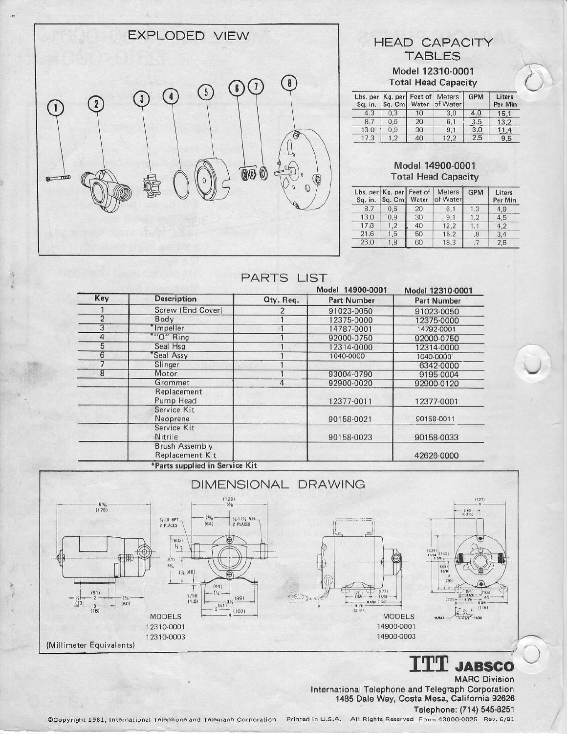## EXPLODED VIEW

1 2 3 4 5 6 7 8

## HEAD CAPACITY TABLES

### Model 12310-0001 Total Head Capacity

| Lbs. per Sq. in. | Kg. per Sq. Cm | Feet of Water | Meters of Water | GPM | Liters Per Min |
|---|---|---|---|---|---|
| 4.3 | 0,3 | 10 | 3,0 | 4.0 | 15,1 |
| 8.7 | 0,6 | 20 | 6,1 | 3.5 | 13,2 |
| 13.0 | 0,9 | 30 | 9,1 | 3.0 | 11,4 |
| 17.3 | 1,2 | 40 | 12,2 | 2.5 | 9,5 |

### Model 14900-0001 Total Head Capacity

| Lbs. per Sq. in. | Kg. per Sq. Cm | Feet of Water | Meters of Water | GPM | Liters Per Min |
|---|---|---|---|---|---|
| 8.7 | 0,6 | 20 | 6,1 | 1.3 | 4,9 |
| 13.0 | 0,9 | 30 | 9,1 | 1.2 | 4,5 |
| 17.3 | 1,2 | 40 | 12,2 | 1.1 | 4,2 |
| 21.6 | 1,5 | 50 | 15,2 | .9 | 3,4 |
| 26.0 | 1,8 | 60 | 18,3 | .7 | 2,6 |

## PARTS LIST

| Key | Description | Qty. Req. | Model 14900-0001 Part Number | Model 12310-0001 Part Number |
|---|---|---|---|---|
| 1 | Screw (End Cover) | 2 | 91023-0050 | 91023-0050 |
| 2 | Body | 1 | 12375-0000 | 12375-0000 |
| 3 | *Impeller | 1 | 14787-0001 | 14792-0001 |
| 4 | *"O" Ring | 1 | 92000-0750 | 92000-0750 |
| 5 | Seal Hsg | 1 | 12314-0000 | 12314-0000 |
| 6 | *Seal Assy | 1 | 1040-0000 | 1040-0000 |
| 7 | Slinger | 1 | | 6342-0000 |
| 8 | Motor | 1 | 93004-0790 | 9195-0004 |
| | Grommet | 4 | 92900-0020 | 92900-0120 |
| | Replacement Pump Head | | 12377-0011 | 12377-0001 |
| | Service Kit Neoprene | | 90158-0021 | 90158-0011 |
| | Service Kit Nitrile | | 90158-0023 | 90158-0033 |
| | Brush Assembly Replacement Kit | | | 42626-0000 |

*Parts supplied in Service Kit

## DIMENSIONAL DRAWING

6 15/16 (176)

(128) 5 1/16

3/8-18 NPT 2 PLACES

2 17/32 (64)

3/4-11 1/2 NH. 2 PLACES

(9.5) 3/8

(87) 3 7/16

1 7/8 (48)

(44) 1 3/4

1/16 (1.6)

(89) 3 1/2

(51) 2

(102) 4

(51) 2

1/2 (13)

2 3/8 (60)

3 (76)

MODELS
12310-0001
12310-0003

(70) 2 3/4

(77) 3 1/32

6 1/32 (153)

9 1/8 (232)

MODELS
14900-0001
14900-0003

(127) 5

2 1/2 (63.5)

(204) 8 1/32

(143) 5 5/8

(86) 3 3/8

(16)

(54) 2 1/8

(108) 4 1/4

(73) 2 7/8

5 3/4 (146)

11/64

17/32

(Millimeter Equivalents)

**ITT JABSCO**
MARC Division
International Telephone and Telegraph Corporation
1485 Dale Way, Costa Mesa, California 92626
Telephone: (714) 545-8251

©Copyright 1981, International Telephone and Telegraph Corporation Printed in U.S.A. All Rights Reserved Form 43000-0025 Rev. 6/81